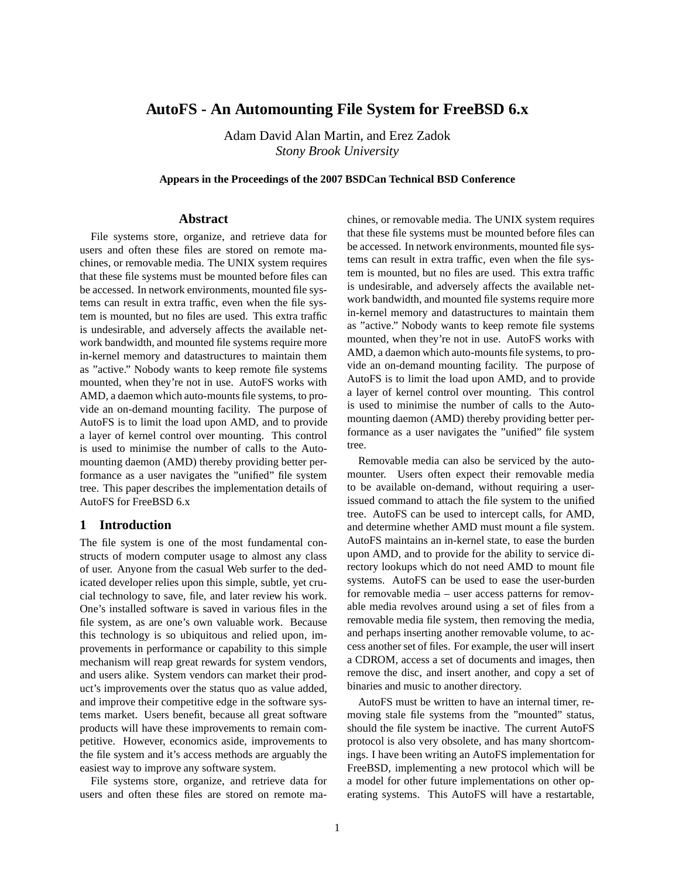# AutoFS - An Automounting File System for FreeBSD 6.x

Adam David Alan Martin, and Erez Zadok
*Stony Brook University*

**Appears in the Proceedings of the 2007 BSDCan Technical BSD Conference**

## Abstract

File systems store, organize, and retrieve data for users and often these files are stored on remote machines, or removable media. The UNIX system requires that these file systems must be mounted before files can be accessed. In network environments, mounted file systems can result in extra traffic, even when the file system is mounted, but no files are used. This extra traffic is undesirable, and adversely affects the available network bandwidth, and mounted file systems require more in-kernel memory and datastructures to maintain them as "active." Nobody wants to keep remote file systems mounted, when they're not in use. AutoFS works with AMD, a daemon which auto-mounts file systems, to provide an on-demand mounting facility. The purpose of AutoFS is to limit the load upon AMD, and to provide a layer of kernel control over mounting. This control is used to minimise the number of calls to the Automounting daemon (AMD) thereby providing better performance as a user navigates the "unified" file system tree. This paper describes the implementation details of AutoFS for FreeBSD 6.x

## 1 Introduction

The file system is one of the most fundamental constructs of modern computer usage to almost any class of user. Anyone from the casual Web surfer to the dedicated developer relies upon this simple, subtle, yet crucial technology to save, file, and later review his work. One's installed software is saved in various files in the file system, as are one's own valuable work. Because this technology is so ubiquitous and relied upon, improvements in performance or capability to this simple mechanism will reap great rewards for system vendors, and users alike. System vendors can market their product's improvements over the status quo as value added, and improve their competitive edge in the software systems market. Users benefit, because all great software products will have these improvements to remain competitive. However, economics aside, improvements to the file system and it's access methods are arguably the easiest way to improve any software system.

File systems store, organize, and retrieve data for users and often these files are stored on remote machines, or removable media. The UNIX system requires that these file systems must be mounted before files can be accessed. In network environments, mounted file systems can result in extra traffic, even when the file system is mounted, but no files are used. This extra traffic is undesirable, and adversely affects the available network bandwidth, and mounted file systems require more in-kernel memory and datastructures to maintain them as "active." Nobody wants to keep remote file systems mounted, when they're not in use. AutoFS works with AMD, a daemon which auto-mounts file systems, to provide an on-demand mounting facility. The purpose of AutoFS is to limit the load upon AMD, and to provide a layer of kernel control over mounting. This control is used to minimise the number of calls to the Automounting daemon (AMD) thereby providing better performance as a user navigates the "unified" file system tree.

Removable media can also be serviced by the automounter. Users often expect their removable media to be available on-demand, without requiring a user-issued command to attach the file system to the unified tree. AutoFS can be used to intercept calls, for AMD, and determine whether AMD must mount a file system. AutoFS maintains an in-kernel state, to ease the burden upon AMD, and to provide for the ability to service directory lookups which do not need AMD to mount file systems. AutoFS can be used to ease the user-burden for removable media – user access patterns for removable media revolves around using a set of files from a removable media file system, then removing the media, and perhaps inserting another removable volume, to access another set of files. For example, the user will insert a CDROM, access a set of documents and images, then remove the disc, and insert another, and copy a set of binaries and music to another directory.

AutoFS must be written to have an internal timer, removing stale file systems from the "mounted" status, should the file system be inactive. The current AutoFS protocol is also very obsolete, and has many shortcomings. I have been writing an AutoFS implementation for FreeBSD, implementing a new protocol which will be a model for other future implementations on other operating systems. This AutoFS will have a restartable,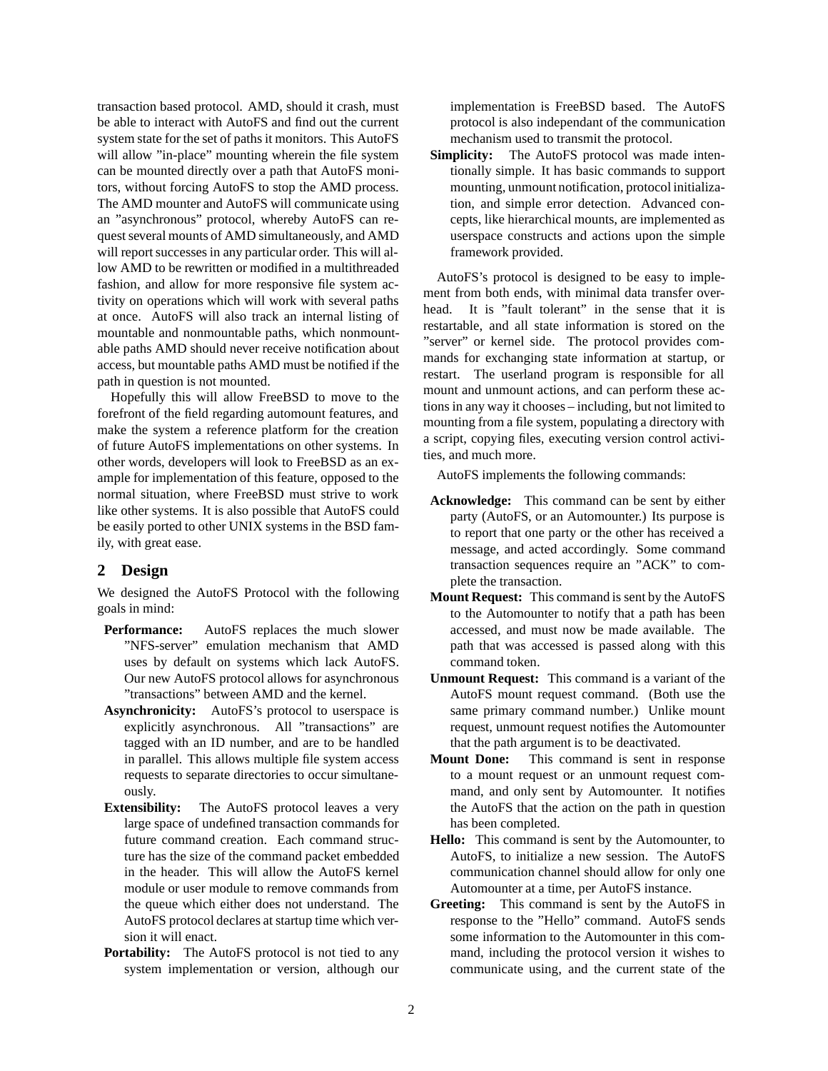transaction based protocol. AMD, should it crash, must be able to interact with AutoFS and find out the current system state for the set of paths it monitors. This AutoFS will allow "in-place" mounting wherein the file system can be mounted directly over a path that AutoFS monitors, without forcing AutoFS to stop the AMD process. The AMD mounter and AutoFS will communicate using an "asynchronous" protocol, whereby AutoFS can request several mounts of AMD simultaneously, and AMD will report successes in any particular order. This will allow AMD to be rewritten or modified in a multithreaded fashion, and allow for more responsive file system activity on operations which will work with several paths at once. AutoFS will also track an internal listing of mountable and nonmountable paths, which nonmountable paths AMD should never receive notification about access, but mountable paths AMD must be notified if the path in question is not mounted.

Hopefully this will allow FreeBSD to move to the forefront of the field regarding automount features, and make the system a reference platform for the creation of future AutoFS implementations on other systems. In other words, developers will look to FreeBSD as an example for implementation of this feature, opposed to the normal situation, where FreeBSD must strive to work like other systems. It is also possible that AutoFS could be easily ported to other UNIX systems in the BSD family, with great ease.

## 2 Design

We designed the AutoFS Protocol with the following goals in mind:

- **Performance:** AutoFS replaces the much slower "NFS-server" emulation mechanism that AMD uses by default on systems which lack AutoFS. Our new AutoFS protocol allows for asynchronous "transactions" between AMD and the kernel.
- **Asynchronicity:** AutoFS's protocol to userspace is explicitly asynchronous. All "transactions" are tagged with an ID number, and are to be handled in parallel. This allows multiple file system access requests to separate directories to occur simultaneously.
- **Extensibility:** The AutoFS protocol leaves a very large space of undefined transaction commands for future command creation. Each command structure has the size of the command packet embedded in the header. This will allow the AutoFS kernel module or user module to remove commands from the queue which either does not understand. The AutoFS protocol declares at startup time which version it will enact.
- **Portability:** The AutoFS protocol is not tied to any system implementation or version, although our implementation is FreeBSD based. The AutoFS protocol is also independant of the communication mechanism used to transmit the protocol.
- **Simplicity:** The AutoFS protocol was made intentionally simple. It has basic commands to support mounting, unmount notification, protocol initialization, and simple error detection. Advanced concepts, like hierarchical mounts, are implemented as userspace constructs and actions upon the simple framework provided.

AutoFS's protocol is designed to be easy to implement from both ends, with minimal data transfer overhead. It is "fault tolerant" in the sense that it is restartable, and all state information is stored on the "server" or kernel side. The protocol provides commands for exchanging state information at startup, or restart. The userland program is responsible for all mount and unmount actions, and can perform these actions in any way it chooses – including, but not limited to mounting from a file system, populating a directory with a script, copying files, executing version control activities, and much more.

AutoFS implements the following commands:

- **Acknowledge:** This command can be sent by either party (AutoFS, or an Automounter.) Its purpose is to report that one party or the other has received a message, and acted accordingly. Some command transaction sequences require an "ACK" to complete the transaction.
- **Mount Request:** This command is sent by the AutoFS to the Automounter to notify that a path has been accessed, and must now be made available. The path that was accessed is passed along with this command token.
- **Unmount Request:** This command is a variant of the AutoFS mount request command. (Both use the same primary command number.) Unlike mount request, unmount request notifies the Automounter that the path argument is to be deactivated.
- **Mount Done:** This command is sent in response to a mount request or an unmount request command, and only sent by Automounter. It notifies the AutoFS that the action on the path in question has been completed.
- **Hello:** This command is sent by the Automounter, to AutoFS, to initialize a new session. The AutoFS communication channel should allow for only one Automounter at a time, per AutoFS instance.
- **Greeting:** This command is sent by the AutoFS in response to the "Hello" command. AutoFS sends some information to the Automounter in this command, including the protocol version it wishes to communicate using, and the current state of the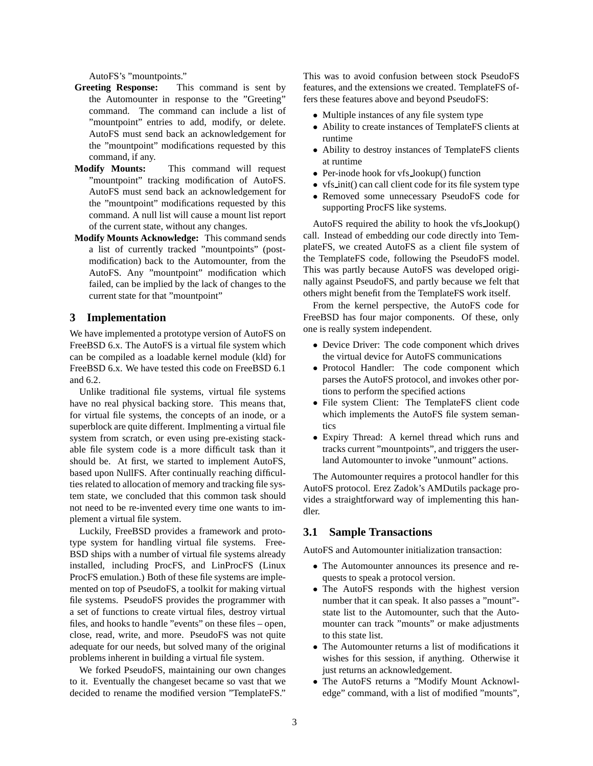AutoFS's "mountpoints."

**Greeting Response:** This command is sent by the Automounter in response to the "Greeting" command. The command can include a list of "mountpoint" entries to add, modify, or delete. AutoFS must send back an acknowledgement for the "mountpoint" modifications requested by this command, if any.

**Modify Mounts:** This command will request "mountpoint" tracking modification of AutoFS. AutoFS must send back an acknowledgement for the "mountpoint" modifications requested by this command. A null list will cause a mount list report of the current state, without any changes.

**Modify Mounts Acknowledge:** This command sends a list of currently tracked "mountpoints" (post-modification) back to the Automounter, from the AutoFS. Any "mountpoint" modification which failed, can be implied by the lack of changes to the current state for that "mountpoint"

## 3 Implementation

We have implemented a prototype version of AutoFS on FreeBSD 6.x. The AutoFS is a virtual file system which can be compiled as a loadable kernel module (kld) for FreeBSD 6.x. We have tested this code on FreeBSD 6.1 and 6.2.

Unlike traditional file systems, virtual file systems have no real physical backing store. This means that, for virtual file systems, the concepts of an inode, or a superblock are quite different. Implmenting a virtual file system from scratch, or even using pre-existing stackable file system code is a more difficult task than it should be. At first, we started to implement AutoFS, based upon NullFS. After continually reaching difficulties related to allocation of memory and tracking file system state, we concluded that this common task should not need to be re-invented every time one wants to implement a virtual file system.

Luckily, FreeBSD provides a framework and prototype system for handling virtual file systems. FreeBSD ships with a number of virtual file systems already installed, including ProcFS, and LinProcFS (Linux ProcFS emulation.) Both of these file systems are implemented on top of PseudoFS, a toolkit for making virtual file systems. PseudoFS provides the programmer with a set of functions to create virtual files, destroy virtual files, and hooks to handle "events" on these files – open, close, read, write, and more. PseudoFS was not quite adequate for our needs, but solved many of the original problems inherent in building a virtual file system.

We forked PseudoFS, maintaining our own changes to it. Eventually the changeset became so vast that we decided to rename the modified version "TemplateFS." This was to avoid confusion between stock PseudoFS features, and the extensions we created. TemplateFS offers these features above and beyond PseudoFS:

- Multiple instances of any file system type
- Ability to create instances of TemplateFS clients at runtime
- Ability to destroy instances of TemplateFS clients at runtime
- Per-inode hook for vfs_lookup() function
- vfs_init() can call client code for its file system type
- Removed some unnecessary PseudoFS code for supporting ProcFS like systems.

AutoFS required the ability to hook the vfs_lookup() call. Instead of embedding our code directly into TemplateFS, we created AutoFS as a client file system of the TemplateFS code, following the PseudoFS model. This was partly because AutoFS was developed originally against PseudoFS, and partly because we felt that others might benefit from the TemplateFS work itself.

From the kernel perspective, the AutoFS code for FreeBSD has four major components. Of these, only one is really system independent.

- Device Driver: The code component which drives the virtual device for AutoFS communications
- Protocol Handler: The code component which parses the AutoFS protocol, and invokes other portions to perform the specified actions
- File system Client: The TemplateFS client code which implements the AutoFS file system semantics
- Expiry Thread: A kernel thread which runs and tracks current "mountpoints", and triggers the userland Automounter to invoke "unmount" actions.

The Automounter requires a protocol handler for this AutoFS protocol. Erez Zadok's AMDutils package provides a straightforward way of implementing this handler.

### 3.1 Sample Transactions

AutoFS and Automounter initialization transaction:

- The Automounter announces its presence and requests to speak a protocol version.
- The AutoFS responds with the highest version number that it can speak. It also passes a "mount"-state list to the Automounter, such that the Automounter can track "mounts" or make adjustments to this state list.
- The Automounter returns a list of modifications it wishes for this session, if anything. Otherwise it just returns an acknowledgement.
- The AutoFS returns a "Modify Mount Acknowledge" command, with a list of modified "mounts",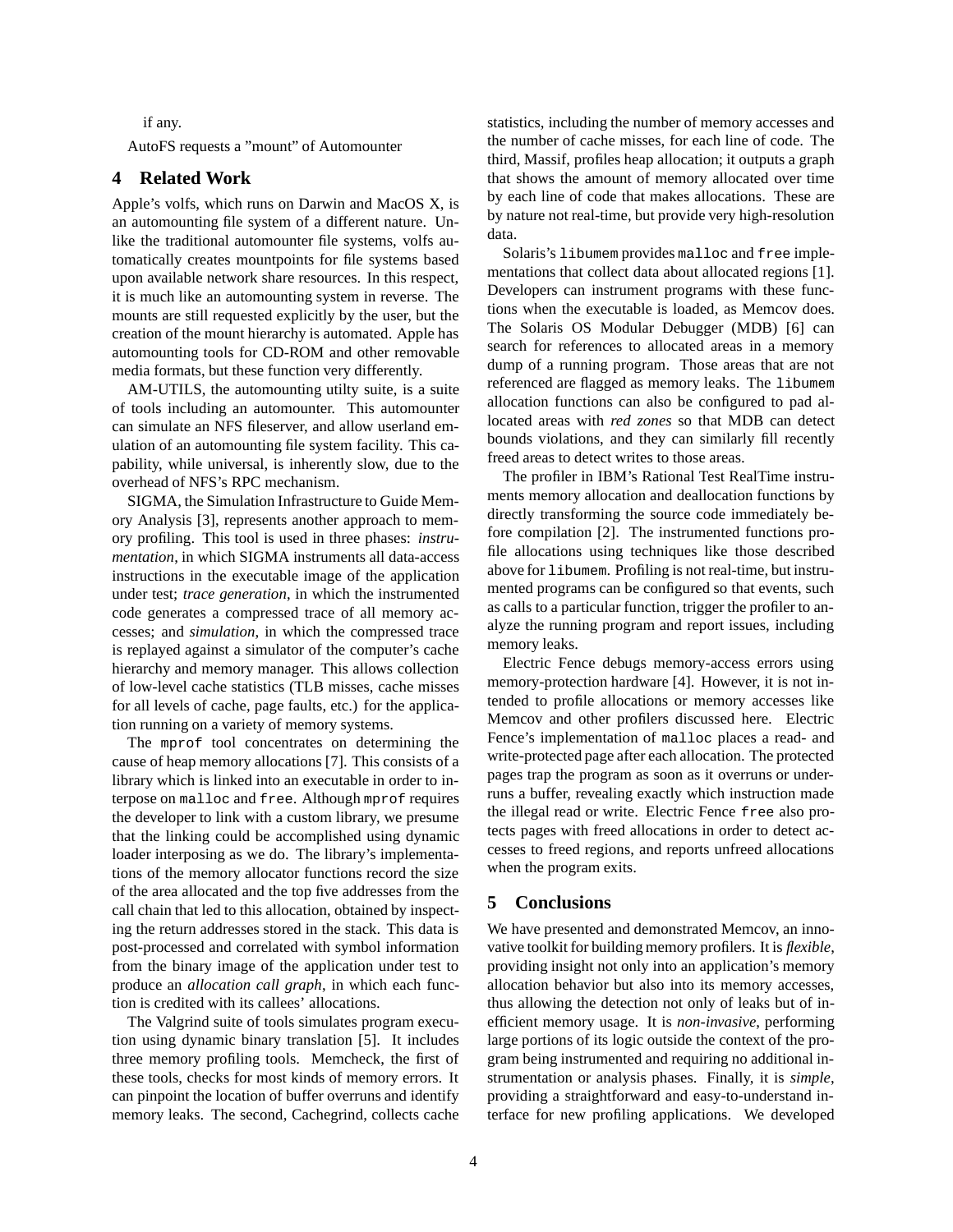if any.

AutoFS requests a "mount" of Automounter

## 4 Related Work

Apple's volfs, which runs on Darwin and MacOS X, is an automounting file system of a different nature. Unlike the traditional automounter file systems, volfs automatically creates mountpoints for file systems based upon available network share resources. In this respect, it is much like an automounting system in reverse. The mounts are still requested explicitly by the user, but the creation of the mount hierarchy is automated. Apple has automounting tools for CD-ROM and other removable media formats, but these function very differently.

AM-UTILS, the automounting utilty suite, is a suite of tools including an automounter. This automounter can simulate an NFS fileserver, and allow userland emulation of an automounting file system facility. This capability, while universal, is inherently slow, due to the overhead of NFS's RPC mechanism.

SIGMA, the Simulation Infrastructure to Guide Memory Analysis [3], represents another approach to memory profiling. This tool is used in three phases: *instrumentation*, in which SIGMA instruments all data-access instructions in the executable image of the application under test; *trace generation*, in which the instrumented code generates a compressed trace of all memory accesses; and *simulation*, in which the compressed trace is replayed against a simulator of the computer's cache hierarchy and memory manager. This allows collection of low-level cache statistics (TLB misses, cache misses for all levels of cache, page faults, etc.) for the application running on a variety of memory systems.

The `mprof` tool concentrates on determining the cause of heap memory allocations [7]. This consists of a library which is linked into an executable in order to interpose on `malloc` and `free`. Although `mprof` requires the developer to link with a custom library, we presume that the linking could be accomplished using dynamic loader interposing as we do. The library's implementations of the memory allocator functions record the size of the area allocated and the top five addresses from the call chain that led to this allocation, obtained by inspecting the return addresses stored in the stack. This data is post-processed and correlated with symbol information from the binary image of the application under test to produce an *allocation call graph*, in which each function is credited with its callees' allocations.

The Valgrind suite of tools simulates program execution using dynamic binary translation [5]. It includes three memory profiling tools. Memcheck, the first of these tools, checks for most kinds of memory errors. It can pinpoint the location of buffer overruns and identify memory leaks. The second, Cachegrind, collects cache statistics, including the number of memory accesses and the number of cache misses, for each line of code. The third, Massif, profiles heap allocation; it outputs a graph that shows the amount of memory allocated over time by each line of code that makes allocations. These are by nature not real-time, but provide very high-resolution data.

Solaris's `libumem` provides `malloc` and `free` implementations that collect data about allocated regions [1]. Developers can instrument programs with these functions when the executable is loaded, as Memcov does. The Solaris OS Modular Debugger (MDB) [6] can search for references to allocated areas in a memory dump of a running program. Those areas that are not referenced are flagged as memory leaks. The `libumem` allocation functions can also be configured to pad allocated areas with *red zones* so that MDB can detect bounds violations, and they can similarly fill recently freed areas to detect writes to those areas.

The profiler in IBM's Rational Test RealTime instruments memory allocation and deallocation functions by directly transforming the source code immediately before compilation [2]. The instrumented functions profile allocations using techniques like those described above for `libumem`. Profiling is not real-time, but instrumented programs can be configured so that events, such as calls to a particular function, trigger the profiler to analyze the running program and report issues, including memory leaks.

Electric Fence debugs memory-access errors using memory-protection hardware [4]. However, it is not intended to profile allocations or memory accesses like Memcov and other profilers discussed here. Electric Fence's implementation of `malloc` places a read- and write-protected page after each allocation. The protected pages trap the program as soon as it overruns or underruns a buffer, revealing exactly which instruction made the illegal read or write. Electric Fence `free` also protects pages with freed allocations in order to detect accesses to freed regions, and reports unfreed allocations when the program exits.

## 5 Conclusions

We have presented and demonstrated Memcov, an innovative toolkit for building memory profilers. It is *flexible*, providing insight not only into an application's memory allocation behavior but also into its memory accesses, thus allowing the detection not only of leaks but of inefficient memory usage. It is *non-invasive*, performing large portions of its logic outside the context of the program being instrumented and requiring no additional instrumentation or analysis phases. Finally, it is *simple*, providing a straightforward and easy-to-understand interface for new profiling applications. We developed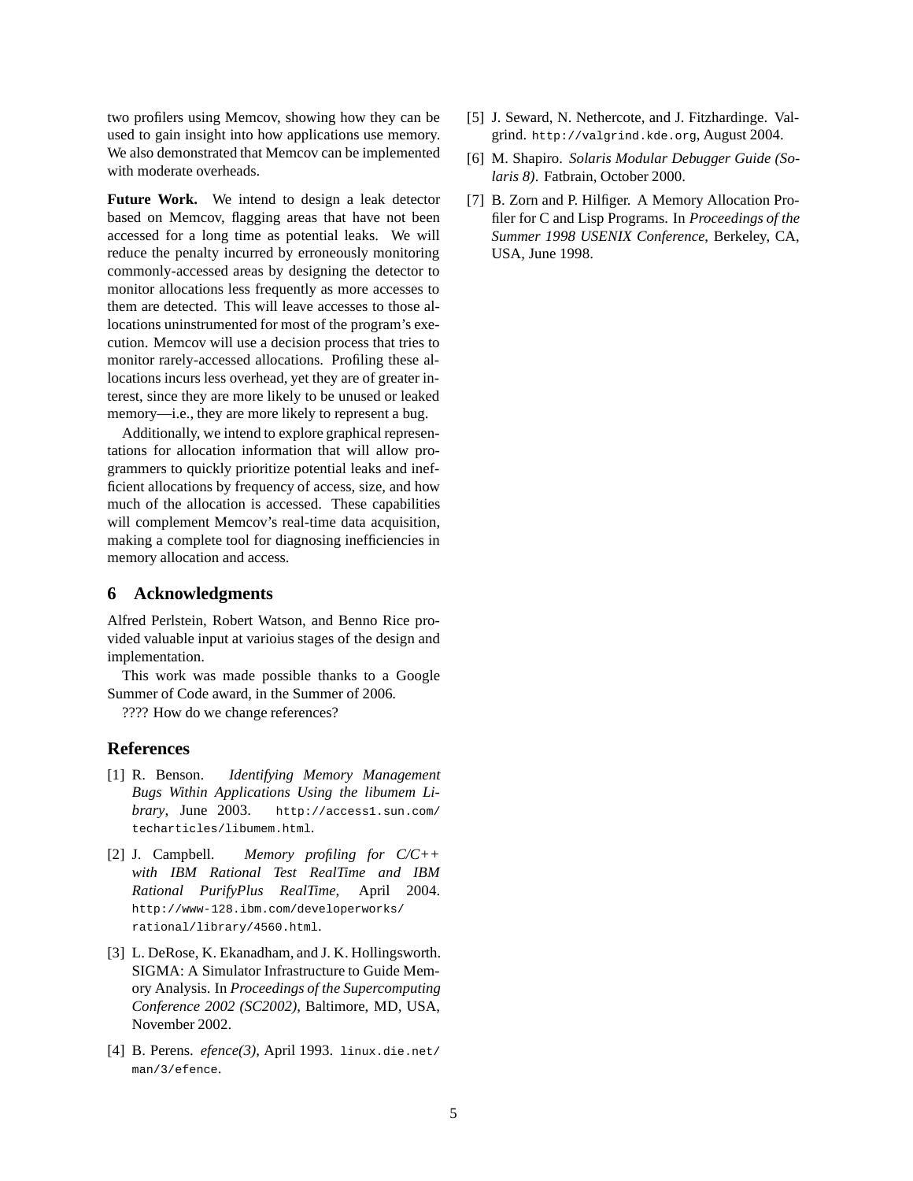two profilers using Memcov, showing how they can be used to gain insight into how applications use memory. We also demonstrated that Memcov can be implemented with moderate overheads.

**Future Work.** We intend to design a leak detector based on Memcov, flagging areas that have not been accessed for a long time as potential leaks. We will reduce the penalty incurred by erroneously monitoring commonly-accessed areas by designing the detector to monitor allocations less frequently as more accesses to them are detected. This will leave accesses to those allocations uninstrumented for most of the program's execution. Memcov will use a decision process that tries to monitor rarely-accessed allocations. Profiling these allocations incurs less overhead, yet they are of greater interest, since they are more likely to be unused or leaked memory—i.e., they are more likely to represent a bug.

Additionally, we intend to explore graphical representations for allocation information that will allow programmers to quickly prioritize potential leaks and inefficient allocations by frequency of access, size, and how much of the allocation is accessed. These capabilities will complement Memcov's real-time data acquisition, making a complete tool for diagnosing inefficiencies in memory allocation and access.

## 6 Acknowledgments

Alfred Perlstein, Robert Watson, and Benno Rice provided valuable input at varioius stages of the design and implementation.

This work was made possible thanks to a Google Summer of Code award, in the Summer of 2006.

???? How do we change references?

## References

[1] R. Benson. *Identifying Memory Management Bugs Within Applications Using the libumem Library*, June 2003. `http://access1.sun.com/techarticles/libumem.html`.

[2] J. Campbell. *Memory profiling for C/C++ with IBM Rational Test RealTime and IBM Rational PurifyPlus RealTime*, April 2004. `http://www-128.ibm.com/developerworks/rational/library/4560.html`.

[3] L. DeRose, K. Ekanadham, and J. K. Hollingsworth. SIGMA: A Simulator Infrastructure to Guide Memory Analysis. In *Proceedings of the Supercomputing Conference 2002 (SC2002)*, Baltimore, MD, USA, November 2002.

[4] B. Perens. *efence(3)*, April 1993. `linux.die.net/man/3/efence`.

[5] J. Seward, N. Nethercote, and J. Fitzhardinge. Valgrind. `http://valgrind.kde.org`, August 2004.

[6] M. Shapiro. *Solaris Modular Debugger Guide (Solaris 8)*. Fatbrain, October 2000.

[7] B. Zorn and P. Hilfiger. A Memory Allocation Profiler for C and Lisp Programs. In *Proceedings of the Summer 1998 USENIX Conference*, Berkeley, CA, USA, June 1998.